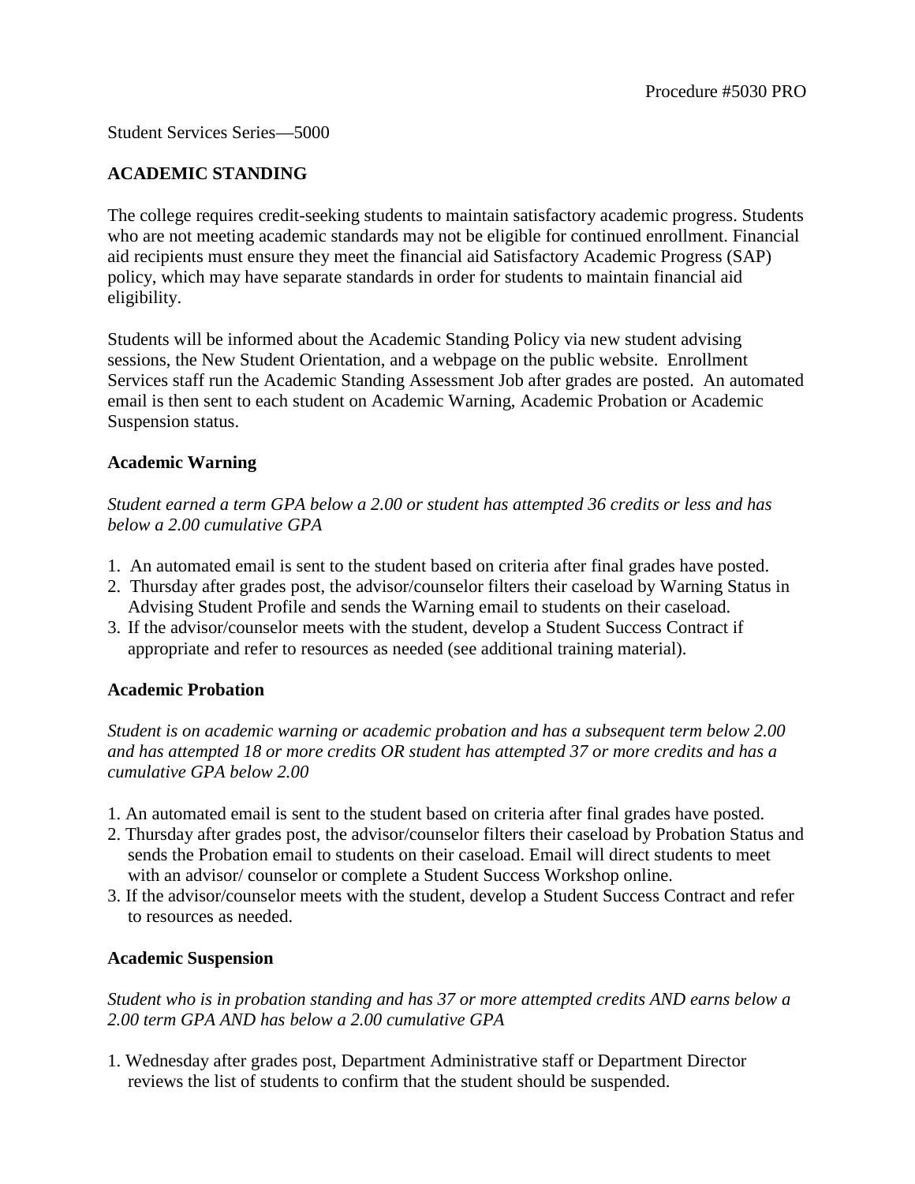Procedure #5030 PRO

Student Services Series—5000

## ACADEMIC STANDING

The college requires credit-seeking students to maintain satisfactory academic progress. Students who are not meeting academic standards may not be eligible for continued enrollment. Financial aid recipients must ensure they meet the financial aid Satisfactory Academic Progress (SAP) policy, which may have separate standards in order for students to maintain financial aid eligibility.

Students will be informed about the Academic Standing Policy via new student advising sessions, the New Student Orientation, and a webpage on the public website. Enrollment Services staff run the Academic Standing Assessment Job after grades are posted. An automated email is then sent to each student on Academic Warning, Academic Probation or Academic Suspension status.

### Academic Warning

*Student earned a term GPA below a 2.00 or student has attempted 36 credits or less and has below a 2.00 cumulative GPA*

1. An automated email is sent to the student based on criteria after final grades have posted.
2. Thursday after grades post, the advisor/counselor filters their caseload by Warning Status in Advising Student Profile and sends the Warning email to students on their caseload.
3. If the advisor/counselor meets with the student, develop a Student Success Contract if appropriate and refer to resources as needed (see additional training material).

### Academic Probation

*Student is on academic warning or academic probation and has a subsequent term below 2.00 and has attempted 18 or more credits OR student has attempted 37 or more credits and has a cumulative GPA below 2.00*

1. An automated email is sent to the student based on criteria after final grades have posted.
2. Thursday after grades post, the advisor/counselor filters their caseload by Probation Status and sends the Probation email to students on their caseload. Email will direct students to meet with an advisor/ counselor or complete a Student Success Workshop online.
3. If the advisor/counselor meets with the student, develop a Student Success Contract and refer to resources as needed.

### Academic Suspension

*Student who is in probation standing and has 37 or more attempted credits AND earns below a 2.00 term GPA AND has below a 2.00 cumulative GPA*

1. Wednesday after grades post, Department Administrative staff or Department Director reviews the list of students to confirm that the student should be suspended.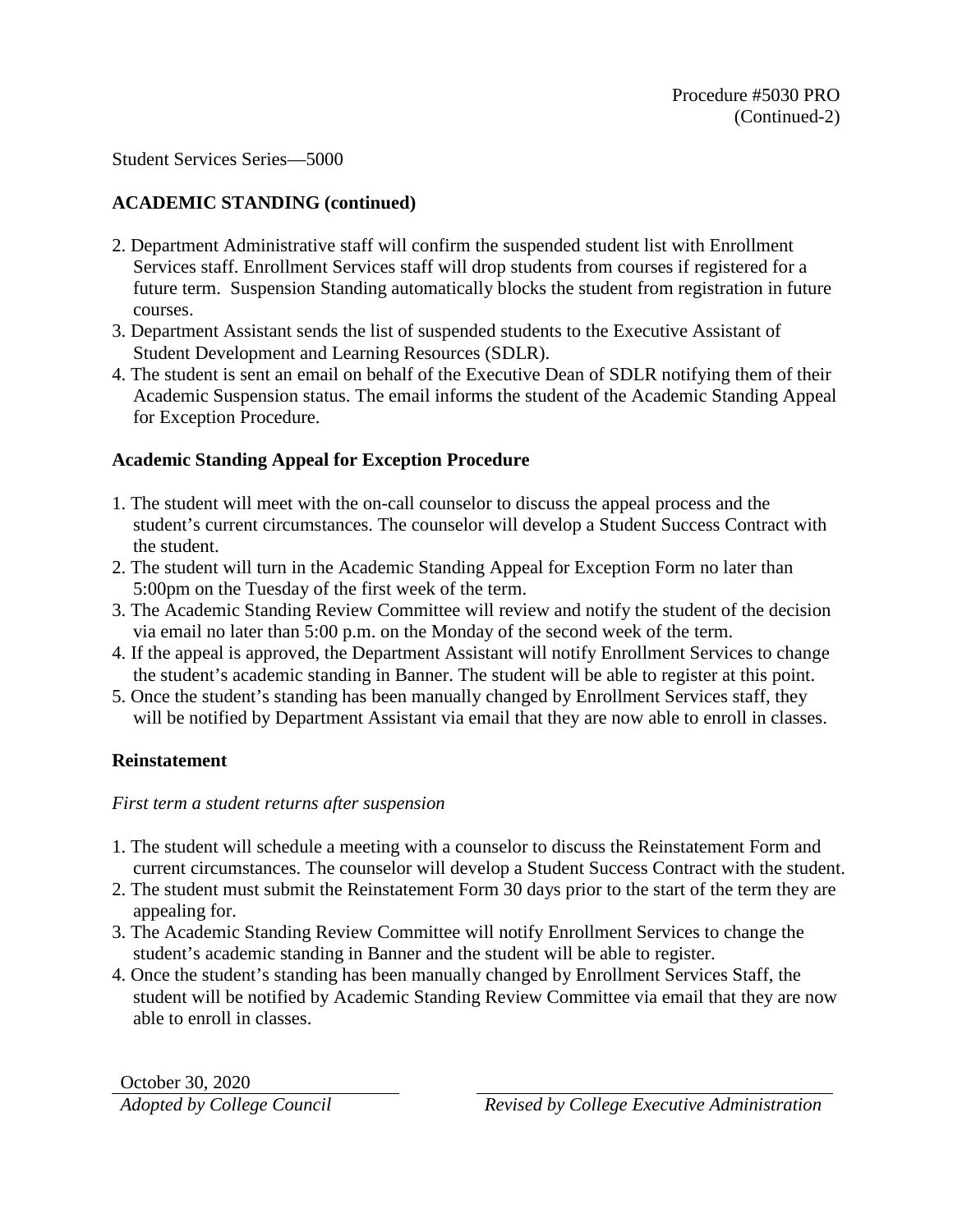Student Services Series—5000

**ACADEMIC STANDING (continued)**

2. Department Administrative staff will confirm the suspended student list with Enrollment Services staff. Enrollment Services staff will drop students from courses if registered for a future term. Suspension Standing automatically blocks the student from registration in future courses.
3. Department Assistant sends the list of suspended students to the Executive Assistant of Student Development and Learning Resources (SDLR).
4. The student is sent an email on behalf of the Executive Dean of SDLR notifying them of their Academic Suspension status. The email informs the student of the Academic Standing Appeal for Exception Procedure.

**Academic Standing Appeal for Exception Procedure**

1. The student will meet with the on-call counselor to discuss the appeal process and the student's current circumstances. The counselor will develop a Student Success Contract with the student.
2. The student will turn in the Academic Standing Appeal for Exception Form no later than 5:00pm on the Tuesday of the first week of the term.
3. The Academic Standing Review Committee will review and notify the student of the decision via email no later than 5:00 p.m. on the Monday of the second week of the term.
4. If the appeal is approved, the Department Assistant will notify Enrollment Services to change the student's academic standing in Banner. The student will be able to register at this point.
5. Once the student's standing has been manually changed by Enrollment Services staff, they will be notified by Department Assistant via email that they are now able to enroll in classes.

**Reinstatement**

*First term a student returns after suspension*

1. The student will schedule a meeting with a counselor to discuss the Reinstatement Form and current circumstances. The counselor will develop a Student Success Contract with the student.
2. The student must submit the Reinstatement Form 30 days prior to the start of the term they are appealing for.
3. The Academic Standing Review Committee will notify Enrollment Services to change the student's academic standing in Banner and the student will be able to register.
4. Once the student's standing has been manually changed by Enrollment Services Staff, the student will be notified by Academic Standing Review Committee via email that they are now able to enroll in classes.

October 30, 2020
*Adopted by College Council*

*Revised by College Executive Administration*